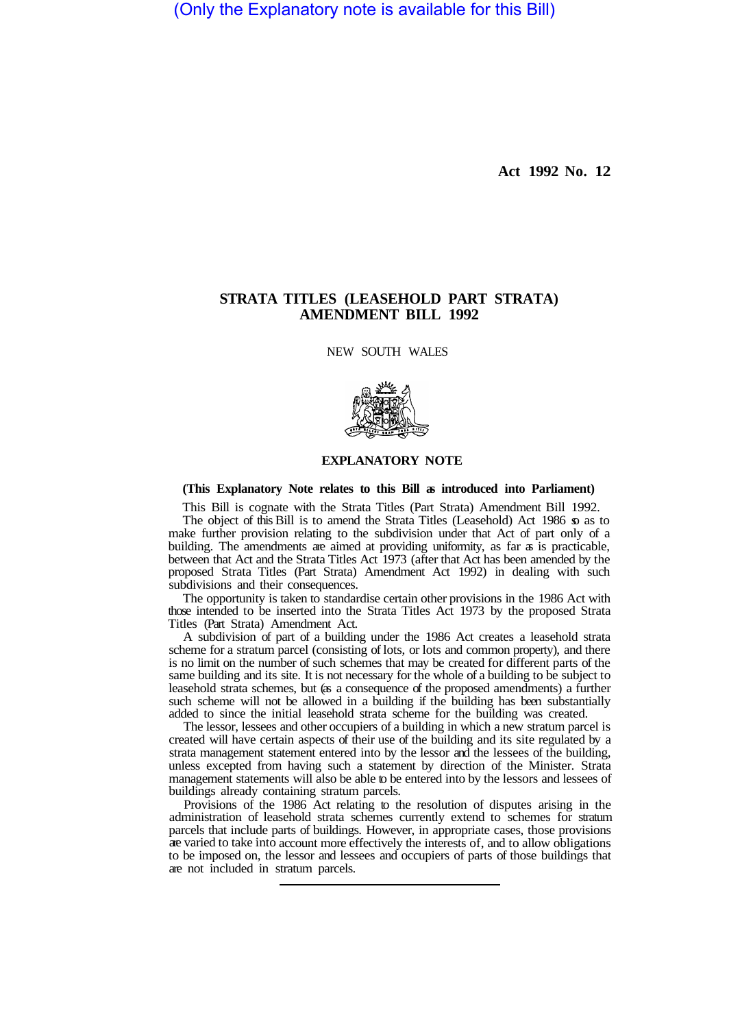(Only the Explanatory note is available for this Bill)

**Act 1992 No. 12**

# STRATA TITLES (LEASEHOLD PART STRATA) AMENDMENT BILL 1992

NEW SOUTH WALES

## EXPLANATORY NOTE

**(This Explanatory Note relates to this Bill as introduced into Parliament)**

This Bill is cognate with the Strata Titles (Part Strata) Amendment Bill 1992.

The object of this Bill is to amend the Strata Titles (Leasehold) Act 1986 so as to make further provision relating to the subdivision under that Act of part only of a building. The amendments are aimed at providing uniformity, as far as is practicable, between that Act and the Strata Titles Act 1973 (after that Act has been amended by the proposed Strata Titles (Part Strata) Amendment Act 1992) in dealing with such subdivisions and their consequences.

The opportunity is taken to standardise certain other provisions in the 1986 Act with those intended to be inserted into the Strata Titles Act 1973 by the proposed Strata Titles (Part Strata) Amendment Act.

A subdivision of part of a building under the 1986 Act creates a leasehold strata scheme for a stratum parcel (consisting of lots, or lots and common property), and there is no limit on the number of such schemes that may be created for different parts of the same building. It is not necessary for the whole of a building to be subject to leasehold strata schemes, but (as a consequence of the proposed amendments) a further such scheme will not be allowed in a building if the building has been substantially added to since the initial leasehold strata scheme for the building was created.

The lessor, lessees and other occupiers of a building in which a new stratum parcel is created will have certain aspects of their use of the building and its site regulated by a strata management statement entered into by the lessor and the lessees of the building, unless excepted from having such a statement by direction of the Minister. Strata management statements will also be able to be entered into by the lessors and lessees of buildings already containing stratum parcels.

Provisions of the 1986 Act relating to the resolution of disputes arising in the administration of leasehold strata schemes currently extend to schemes for stratum parcels that include parts of buildings. However, in appropriate cases, those provisions are varied to take into account more effectively the interests of, and to allow obligations to be imposed on, the lessor and lessees and occupiers of parts of those buildings that are not included in stratum parcels.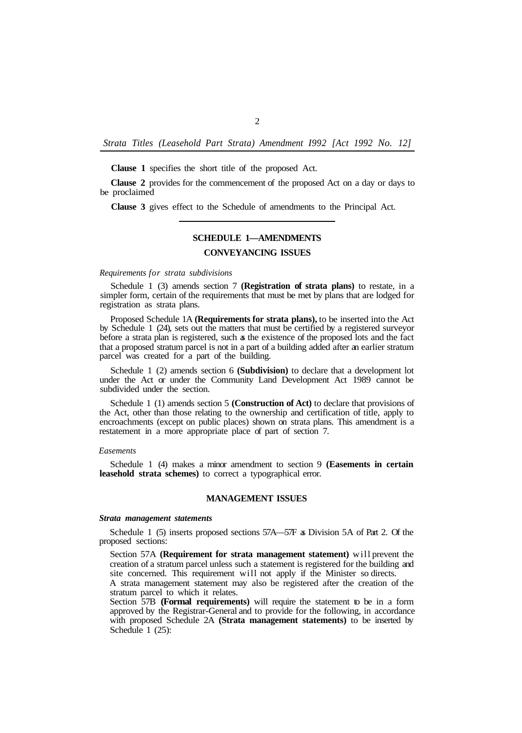**Clause 1** specifies the short title of the proposed Act.

**Clause 2** provides for the commencement of the proposed Act on a day or days to be proclaimed

**Clause 3** gives effect to the Schedule of amendments to the Principal Act.

## SCHEDULE 1—AMENDMENTS

### CONVEYANCING ISSUES

*Requirements for strata subdivisions*

Schedule 1 (3) amends section 7 **(Registration of strata plans)** to restate, in a simpler form, certain of the requirements that must be met by plans that are lodged for registration as strata plans.

Proposed Schedule 1A **(Requirements for strata plans),** to be inserted into the Act by Schedule 1 (24), sets out the matters that must be certified by a registered surveyor before a strata plan is registered, such as the existence of the proposed lots and the fact that a proposed stratum parcel is not in a part of a building added after an earlier stratum parcel was created for a part of the building.

Schedule 1 (2) amends section 6 **(Subdivision)** to declare that a development lot under the Act or under the Community Land Development Act 1989 cannot be subdivided under the section.

Schedule 1 (1) amends section 5 **(Construction of Act)** to declare that provisions of the Act, other than those relating to the ownership and certification of title, apply to encroachments (except on public places) shown on strata plans. This amendment is a restatement in a more appropriate place of part of section 7.

*Easements*

Schedule 1 (4) makes a minor amendment to section 9 **(Easements in certain leasehold strata schemes)** to correct a typographical error.

### MANAGEMENT ISSUES

***Strata management statements***

Schedule 1 (5) inserts proposed sections 57A—57F as Division 5A of Part 2. Of the proposed sections:

Section 57A **(Requirement for strata management statement)** will prevent the creation of a stratum parcel unless such a statement is registered for the building and site concerned. This requirement will not apply if the Minister so directs.

A strata management statement may also be registered after the creation of the stratum parcel to which it relates.

Section 57B **(Formal requirements)** will require the statement to be in a form approved by the Registrar-General and to provide for the following, in accordance with proposed Schedule 2A **(Strata management statements)** to be inserted by Schedule 1 (25):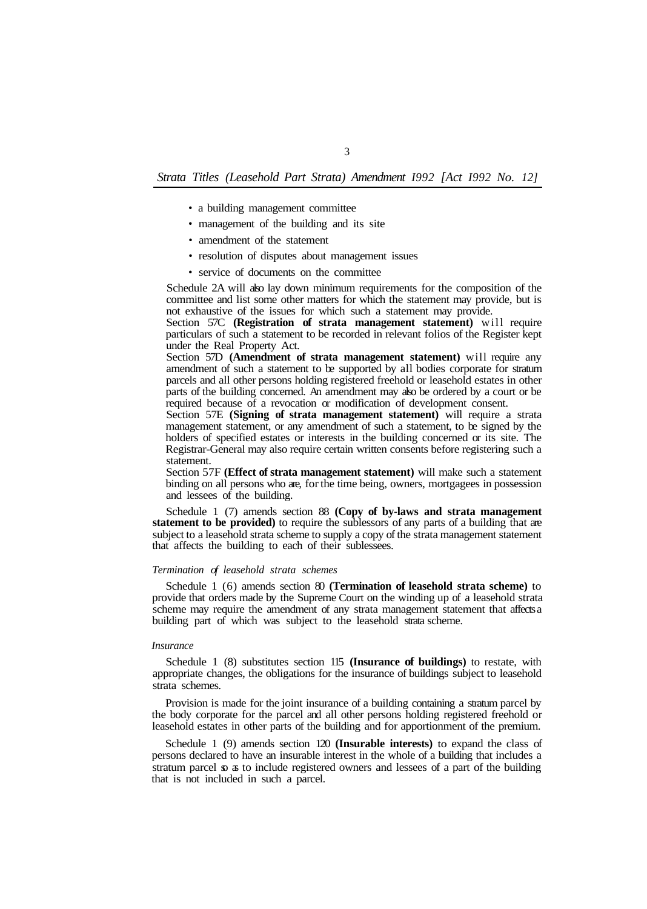- a building management committee
- management of the building and its site
- amendment of the statement
- resolution of disputes about management issues
- service of documents on the committee

Schedule 2A will also lay down minimum requirements for the composition of the committee and list some other matters for which the statement may provide, but is not exhaustive of the issues for which such a statement may provide.

Section 57C **(Registration of strata management statement)** will require particulars of such a statement to be recorded in relevant folios of the Register kept under the Real Property Act.

Section 57D **(Amendment of strata management statement)** will require any amendment of such a statement to be supported by all bodies corporate for stratum parcels and all other persons holding registered freehold or leasehold estates in other parts of the building concerned. An amendment may also be ordered by a court or be required because of a revocation or modification of development consent.

Section 57E **(Signing of strata management statement)** will require a strata management statement, or any amendment of such a statement, to be signed by the holders of specified estates or interests in the building concerned or its site. The Registrar-General may also require certain written consents before registering such a statement.

Section 57F **(Effect of strata management statement)** will make such a statement binding on all persons who are, for the time being, owners, mortgagees in possession and lessees of the building.

Schedule 1 (7) amends section 88 **(Copy of by-laws and strata management statement to be provided)** to require the sublessors of any parts of a building that are subject to a leasehold strata scheme to supply a copy of the strata management statement that affects the building to each of their sublessees.

*Termination of leasehold strata schemes*

Schedule 1 (6) amends section 80 **(Termination of leasehold strata scheme)** to provide that orders made by the Supreme Court on the winding up of a leasehold strata scheme may require the amendment of any strata management statement that affects a building part of which was subject to the leasehold strata scheme.

*Insurance*

Schedule 1 (8) substitutes section 115 **(Insurance of buildings)** to restate, with appropriate changes, the obligations for the insurance of buildings subject to leasehold strata schemes.

Provision is made for the joint insurance of a building containing a stratum parcel by the body corporate for the parcel and all other persons holding registered freehold or leasehold estates in other parts of the building and for apportionment of the premium.

Schedule 1 (9) amends section 120 **(Insurable interests)** to expand the class of persons declared to have an insurable interest in the whole of a building that includes a stratum parcel so as to include registered owners and lessees of a part of the building that is not included in such a parcel.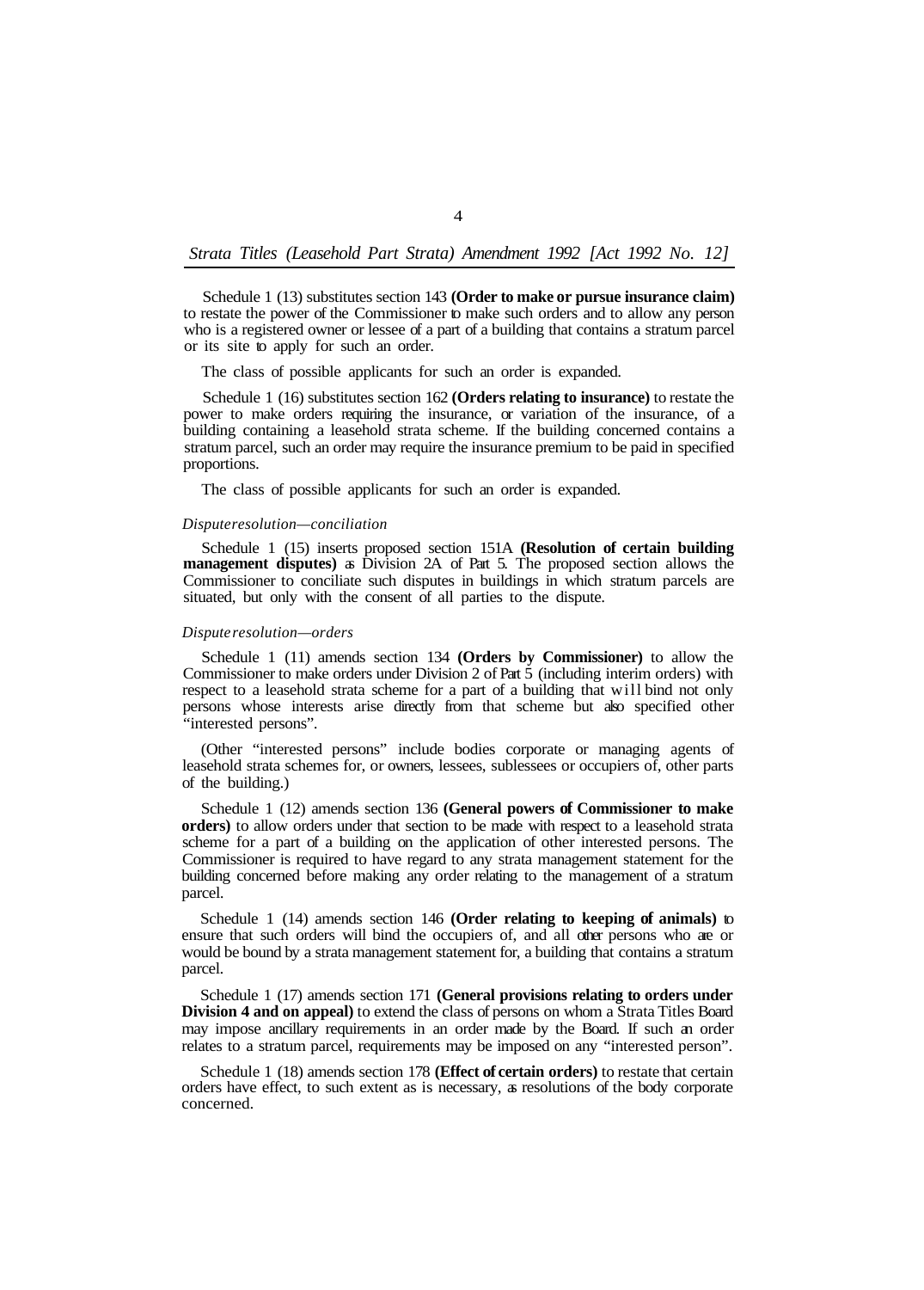Schedule 1 (13) substitutes section 143 **(Order to make or pursue insurance claim)** to restate the power of the Commissioner to make such orders and to allow any person who is a registered owner or lessee of a part of a building that contains a stratum parcel or its site to apply for such an order.

The class of possible applicants for such an order is expanded.

Schedule 1 (16) substitutes section 162 **(Orders relating to insurance)** to restate the power to make orders requiring the insurance, or variation of the insurance, of a building containing a leasehold strata scheme. If the building concerned contains a stratum parcel, such an order may require the insurance premium to be paid in specified proportions.

The class of possible applicants for such an order is expanded.

*Dispute resolution—conciliation*

Schedule 1 (15) inserts proposed section 151A **(Resolution of certain building management disputes)** as Division 2A of Part 5. The proposed section allows the Commissioner to conciliate such disputes in buildings in which stratum parcels are situated, but only with the consent of all parties to the dispute.

*Dispute resolution—orders*

Schedule 1 (11) amends section 134 **(Orders by Commissioner)** to allow the Commissioner to make orders under Division 2 of Part 5 (including interim orders) with respect to a leasehold strata scheme for a part of a building that will bind not only persons whose interests arise directly from that scheme but also specified other "interested persons".

(Other "interested persons" include bodies corporate or managing agents of leasehold strata schemes for, or owners, lessees, sublessees or occupiers of, other parts of the building.)

Schedule 1 (12) amends section 136 **(General powers of Commissioner to make orders)** to allow orders under that section to be made with respect to a leasehold strata scheme for a part of a building on the application of other interested persons. The Commissioner is required to have regard to any strata management statement for the building concerned before making any order relating to the management of a stratum parcel.

Schedule 1 (14) amends section 146 **(Order relating to keeping of animals)** to ensure that such orders will bind the occupiers of, and all other persons who are or would be bound by a strata management statement for, a building that contains a stratum parcel.

Schedule 1 (17) amends section 171 **(General provisions relating to orders under Division 4 and on appeal)** to extend the class of persons on whom a Strata Titles Board may impose ancillary requirements in an order made by the Board. If such an order relates to a stratum parcel, requirements may be imposed on any "interested person".

Schedule 1 (18) amends section 178 **(Effect of certain orders)** to restate that certain orders have effect, to such extent as is necessary, as resolutions of the body corporate concerned.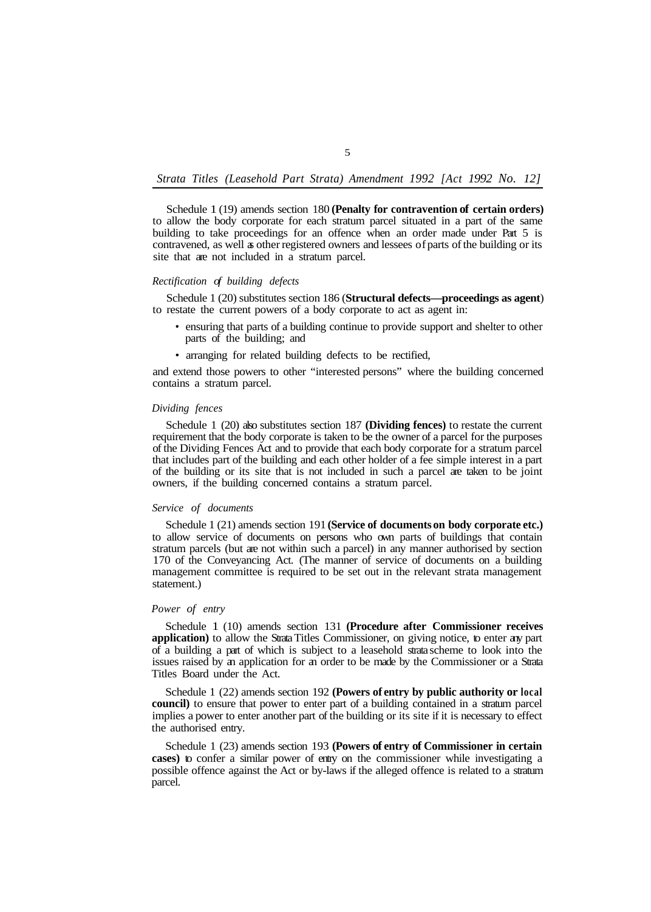Schedule 1 (19) amends section 180 **(Penalty for contravention of certain orders)** to allow the body corporate for each stratum parcel situated in a part of the same building to take proceedings for an offence when an order made under Part 5 is contravened, as well as other registered owners and lessees of parts of the building or its site that are not included in a stratum parcel.

*Rectification of building defects*

Schedule 1 (20) substitutes section 186 (**Structural defects—proceedings as agent**) to restate the current powers of a body corporate to act as agent in:

- ensuring that parts of a building continue to provide support and shelter to other parts of the building; and
- arranging for related building defects to be rectified,

and extend those powers to other "interested persons" where the building concerned contains a stratum parcel.

*Dividing fences*

Schedule 1 (20) also substitutes section 187 **(Dividing fences)** to restate the current requirement that the body corporate is taken to be the owner of a parcel for the purposes of the Dividing Fences Act and to provide that each body corporate for a stratum parcel that includes part of the building and each other holder of a fee simple interest in a part of the building or its site that is not included in such a parcel are taken to be joint owners, if the building concerned contains a stratum parcel.

*Service of documents*

Schedule 1 (21) amends section 191 **(Service of documents on body corporate etc.)** to allow service of documents on persons who own parts of buildings that contain stratum parcels (but are not within such a parcel) in any manner authorised by section 170 of the Conveyancing Act. (The manner of service of documents on a building management committee is required to be set out in the relevant strata management statement.)

*Power of entry*

Schedule 1 (10) amends section 131 **(Procedure after Commissioner receives application)** to allow the Strata Titles Commissioner, on giving notice, to enter any part of a building a part of which is subject to a leasehold strata scheme to look into the issues raised by an application for an order to be made by the Commissioner or a Strata Titles Board under the Act.

Schedule 1 (22) amends section 192 **(Powers of entry by public authority or local council)** to ensure that power to enter part of a building contained in a stratum parcel implies a power to enter another part of the building or its site if it is necessary to effect the authorised entry.

Schedule 1 (23) amends section 193 **(Powers of entry of Commissioner in certain cases)** to confer a similar power of entry on the commissioner while investigating a possible offence against the Act or by-laws if the alleged offence is related to a stratum parcel.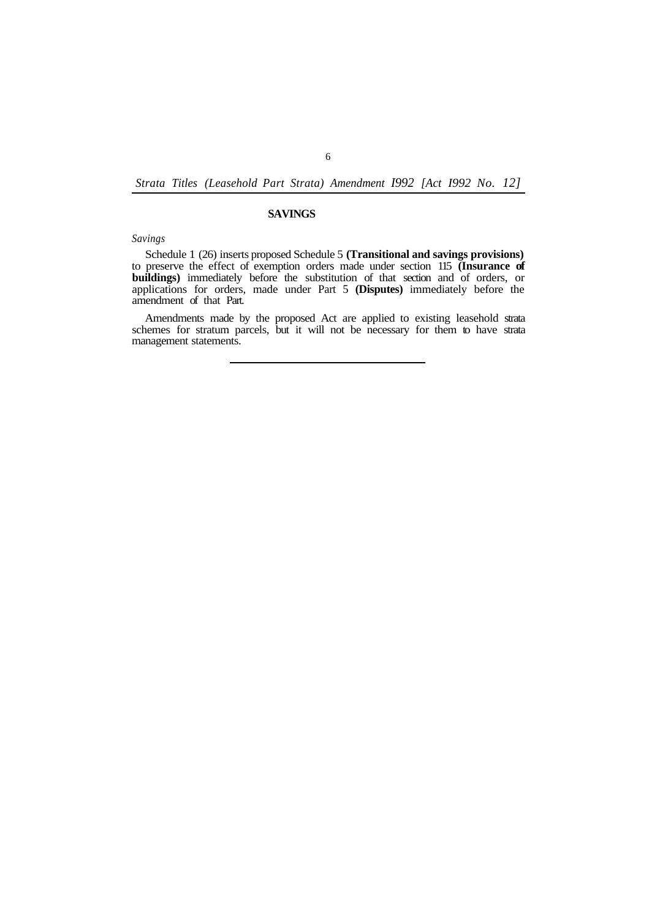## SAVINGS

*Savings*

Schedule 1 (26) inserts proposed Schedule 5 **(Transitional and savings provisions)** to preserve the effect of exemption orders made under section 115 **(Insurance of buildings)** immediately before the substitution of that section and of orders, or applications for orders, made under Part 5 **(Disputes)** immediately before the amendment of that Part.

Amendments made by the proposed Act are applied to existing leasehold strata schemes for stratum parcels, but it will not be necessary for them to have strata management statements.